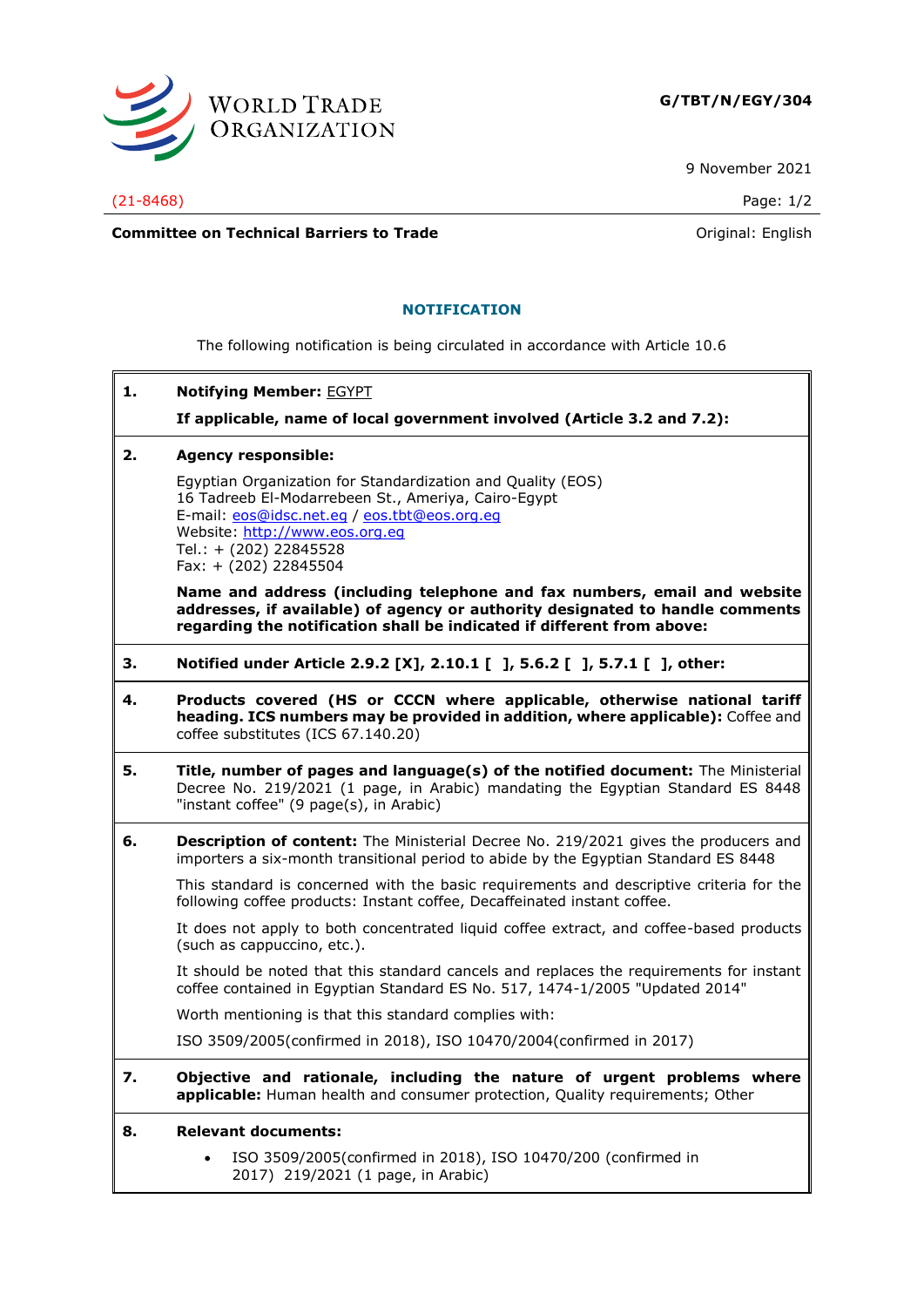G/TBT/N/EGY/304

9 November 2021

(21-8468)

**Committee on Technical Barriers to Trade** — Original: English

## NOTIFICATION

The following notification is being circulated in accordance with Article 10.6

**1. Notifying Member:** EGYPT

**If applicable, name of local government involved (Article 3.2 and 7.2):**

**2. Agency responsible:**

Egyptian Organization for Standardization and Quality (EOS)
16 Tadreeb El-Modarrebeen St., Ameriya, Cairo-Egypt
E-mail: eos@idsc.net.eg / eos.tbt@eos.org.eg
Website: http://www.eos.org.eg
Tel.: + (202) 22845528
Fax: + (202) 22845504

**Name and address (including telephone and fax numbers, email and website addresses, if available) of agency or authority designated to handle comments regarding the notification shall be indicated if different from above:**

**3. Notified under Article 2.9.2 [X], 2.10.1 [ ], 5.6.2 [ ], 5.7.1 [ ], other:**

**4. Products covered (HS or CCCN where applicable, otherwise national tariff heading. ICS numbers may be provided in addition, where applicable):** Coffee and coffee substitutes (ICS 67.140.20)

**5. Title, number of pages and language(s) of the notified document:** The Ministerial Decree No. 219/2021 (1 page, in Arabic) mandating the Egyptian Standard ES 8448 "instant coffee" (9 page(s), in Arabic)

**6. Description of content:** The Ministerial Decree No. 219/2021 gives the producers and importers a six-month transitional period to abide by the Egyptian Standard ES 8448

This standard is concerned with the basic requirements and descriptive criteria for the following coffee products: Instant coffee, Decaffeinated instant coffee.

It does not apply to both concentrated liquid coffee extract, and coffee-based products (such as cappuccino, etc.).

It should be noted that this standard cancels and replaces the requirements for instant coffee contained in Egyptian Standard ES No. 517, 1474-1/2005 "Updated 2014"

Worth mentioning is that this standard complies with:

ISO 3509/2005(confirmed in 2018), ISO 10470/2004(confirmed in 2017)

**7. Objective and rationale, including the nature of urgent problems where applicable:** Human health and consumer protection, Quality requirements; Other

**8. Relevant documents:**

- ISO 3509/2005(confirmed in 2018), ISO 10470/200 (confirmed in 2017) 219/2021 (1 page, in Arabic)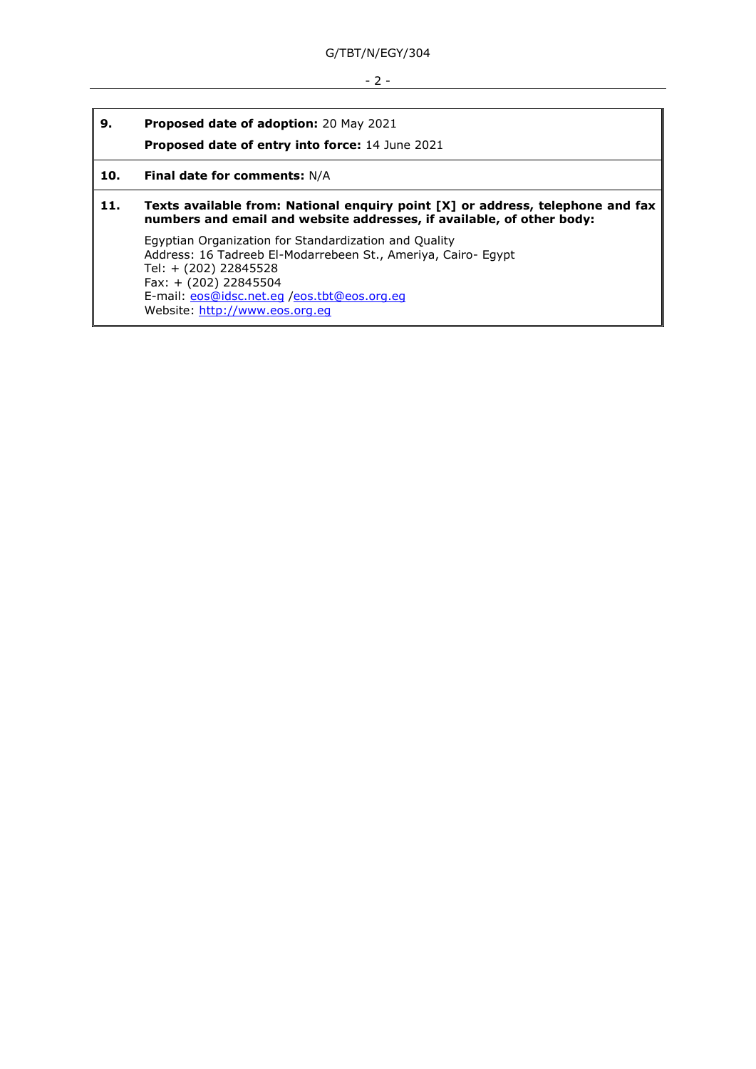**9.** **Proposed date of adoption:** 20 May 2021

**Proposed date of entry into force:** 14 June 2021

**10.** **Final date for comments:** N/A

**11.** **Texts available from: National enquiry point [X] or address, telephone and fax numbers and email and website addresses, if available, of other body:**

Egyptian Organization for Standardization and Quality
Address: 16 Tadreeb El-Modarrebeen St., Ameriya, Cairo- Egypt
Tel: + (202) 22845528
Fax: + (202) 22845504
E-mail: eos@idsc.net.eg /eos.tbt@eos.org.eg
Website: http://www.eos.org.eg